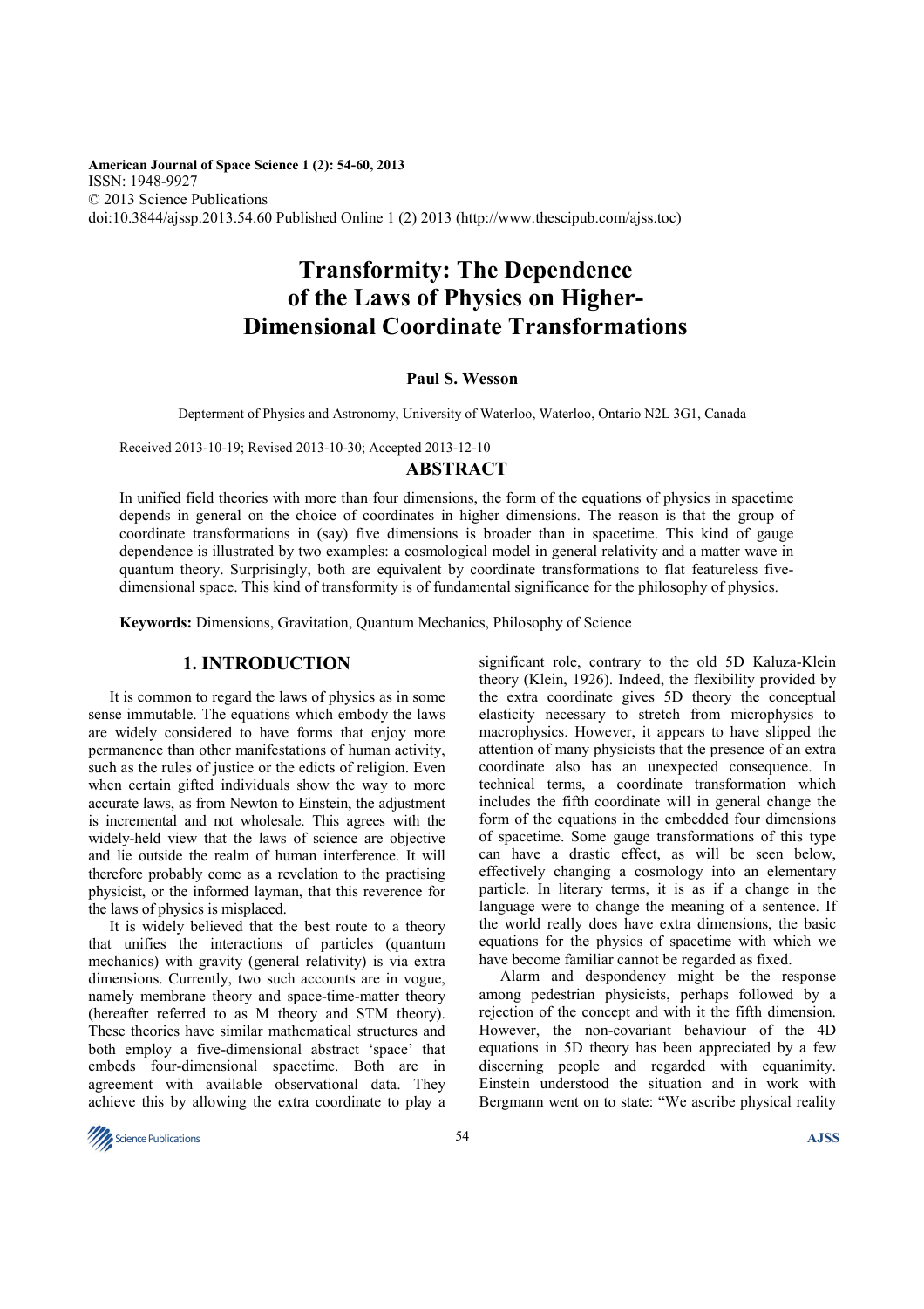American Journal of Space Science 1 (2): 54-60, 2013
ISSN: 1948-9927
© 2013 Science Publications
doi:10.3844/ajssp.2013.54.60 Published Online 1 (2) 2013 (http://www.thescipub.com/ajss.toc)

# Transformity: The Dependence of the Laws of Physics on Higher-Dimensional Coordinate Transformations

**Paul S. Wesson**

Depterment of Physics and Astronomy, University of Waterloo, Waterloo, Ontario N2L 3G1, Canada

Received 2013-10-19; Revised 2013-10-30; Accepted 2013-12-10

## ABSTRACT

In unified field theories with more than four dimensions, the form of the equations of physics in spacetime depends in general on the choice of coordinates in higher dimensions. The reason is that the group of coordinate transformations in (say) five dimensions is broader than in spacetime. This kind of gauge dependence is illustrated by two examples: a cosmological model in general relativity and a matter wave in quantum theory. Surprisingly, both are equivalent by coordinate transformations to flat featureless five-dimensional space. This kind of transformity is of fundamental significance for the philosophy of physics.

**Keywords:** Dimensions, Gravitation, Quantum Mechanics, Philosophy of Science

## 1. INTRODUCTION

It is common to regard the laws of physics as in some sense immutable. The equations which embody the laws are widely considered to have forms that enjoy more permanence than other manifestations of human activity, such as the rules of justice or the edicts of religion. Even when certain gifted individuals show the way to more accurate laws, as from Newton to Einstein, the adjustment is incremental and not wholesale. This agrees with the widely-held view that the laws of science are objective and lie outside the realm of human interference. It will therefore probably come as a revelation to the practising physicist, or the informed layman, that this reverence for the laws of physics is misplaced.

It is widely believed that the best route to a theory that unifies the interactions of particles (quantum mechanics) with gravity (general relativity) is via extra dimensions. Currently, two such accounts are in vogue, namely membrane theory and space-time-matter theory (hereafter referred to as M theory and STM theory). These theories have similar mathematical structures and both employ a five-dimensional abstract 'space' that embeds four-dimensional spacetime. Both are in agreement with available observational data. They achieve this by allowing the extra coordinate to play a significant role, contrary to the old 5D Kaluza-Klein theory (Klein, 1926). Indeed, the flexibility provided by the extra coordinate gives 5D theory the conceptual elasticity necessary to stretch from microphysics to macrophysics. However, it appears to have slipped the attention of many physicists that the presence of an extra coordinate also has an unexpected consequence. In technical terms, a coordinate transformation which includes the fifth coordinate will in general change the form of the equations in the embedded four dimensions of spacetime. Some gauge transformations of this type can have a drastic effect, as will be seen below, effectively changing a cosmology into an elementary particle. In literary terms, it is as if a change in the language were to change the meaning of a sentence. If the world really does have extra dimensions, the basic equations for the physics of spacetime with which we have become familiar cannot be regarded as fixed.

Alarm and despondency might be the response among pedestrian physicists, perhaps followed by a rejection of the concept and with it the fifth dimension. However, the non-covariant behaviour of the 4D equations in 5D theory has been appreciated by a few discerning people and regarded with equanimity. Einstein understood the situation and in work with Bergmann went on to state: "We ascribe physical reality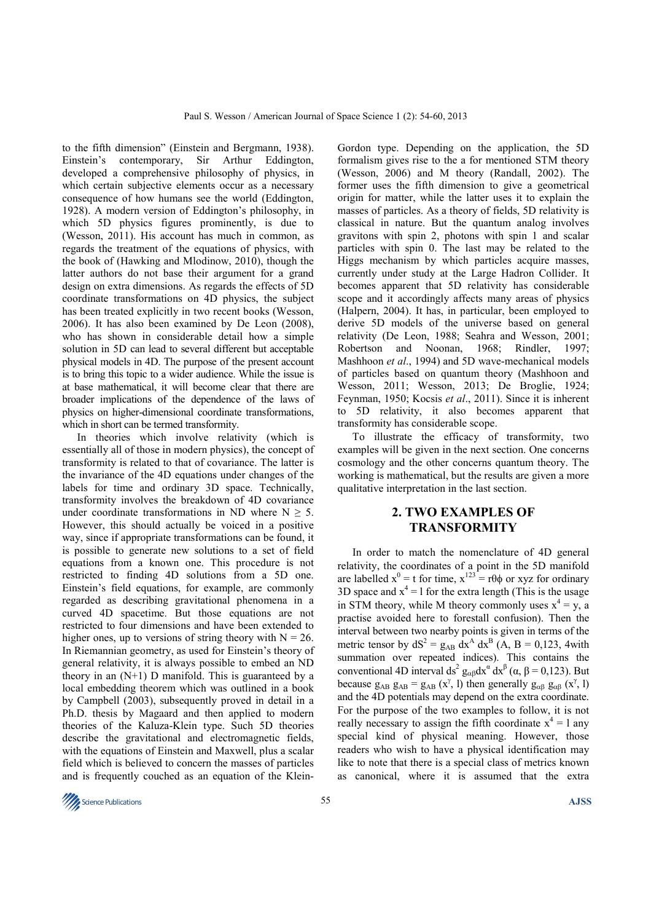to the fifth dimension" (Einstein and Bergmann, 1938). Einstein's contemporary, Sir Arthur Eddington, developed a comprehensive philosophy of physics, in which certain subjective elements occur as a necessary consequence of how humans see the world (Eddington, 1928). A modern version of Eddington's philosophy, in which 5D physics figures prominently, is due to (Wesson, 2011). His account has much in common, as regards the treatment of the equations of physics, with the book of (Hawking and Mlodinow, 2010), though the latter authors do not base their argument for a grand design on extra dimensions. As regards the effects of 5D coordinate transformations on 4D physics, the subject has been treated explicitly in two recent books (Wesson, 2006). It has also been examined by De Leon (2008), who has shown in considerable detail how a simple solution in 5D can lead to several different but acceptable physical models in 4D. The purpose of the present account is to bring this topic to a wider audience. While the issue is at base mathematical, it will become clear that there are broader implications of the dependence of the laws of physics on higher-dimensional coordinate transformations, which in short can be termed transformity.

In theories which involve relativity (which is essentially all of those in modern physics), the concept of transformity is related to that of covariance. The latter is the invariance of the 4D equations under changes of the labels for time and ordinary 3D space. Technically, transformity involves the breakdown of 4D covariance under coordinate transformations in ND where $N \geq 5$. However, this should actually be voiced in a positive way, since if appropriate transformations can be found, it is possible to generate new solutions to a set of field equations from a known one. This procedure is not restricted to finding 4D solutions from a 5D one. Einstein's field equations, for example, are commonly regarded as describing gravitational phenomena in a curved 4D spacetime. But those equations are not restricted to four dimensions and have been extended to higher ones, up to versions of string theory with $N = 26$. In Riemannian geometry, as used for Einstein's theory of general relativity, it is always possible to embed an ND theory in an (N+1) D manifold. This is guaranteed by a local embedding theorem which was outlined in a book by Campbell (2003), subsequently proved in detail in a Ph.D. thesis by Magaard and then applied to modern theories of the Kaluza-Klein type. Such 5D theories describe the gravitational and electromagnetic fields, with the equations of Einstein and Maxwell, plus a scalar field which is believed to concern the masses of particles and is frequently couched as an equation of the Klein-Gordon type. Depending on the application, the 5D formalism gives rise to the a for mentioned STM theory (Wesson, 2006) and M theory (Randall, 2002). The former uses the fifth dimension to give a geometrical origin for matter, while the latter uses it to explain the masses of particles. As a theory of fields, 5D relativity is classical in nature. But the quantum analog involves gravitons with spin 2, photons with spin 1 and scalar particles with spin 0. The last may be related to the Higgs mechanism by which particles acquire masses, currently under study at the Large Hadron Collider. It becomes apparent that 5D relativity has considerable scope and it accordingly affects many areas of physics (Halpern, 2004). It has, in particular, been employed to derive 5D models of the universe based on general relativity (De Leon, 1988; Seahra and Wesson, 2001; Robertson and Noonan, 1968; Rindler, 1997; Mashhoon *et al*., 1994) and 5D wave-mechanical models of particles based on quantum theory (Mashhoon and Wesson, 2011; Wesson, 2013; De Broglie, 1924; Feynman, 1950; Kocsis *et al*., 2011). Since it is inherent to 5D relativity, it also becomes apparent that transformity has considerable scope.

To illustrate the efficacy of transformity, two examples will be given in the next section. One concerns cosmology and the other concerns quantum theory. The working is mathematical, but the results are given a more qualitative interpretation in the last section.

## 2. TWO EXAMPLES OF TRANSFORMITY

In order to match the nomenclature of 4D general relativity, the coordinates of a point in the 5D manifold are labelled $x^0 = t$ for time, $x^{123} = r\theta\phi$ or xyz for ordinary 3D space and $x^4 = l$ for the extra length (This is the usage in STM theory, while M theory commonly uses $x^4 = y$, a practise avoided here to forestall confusion). Then the interval between two nearby points is given in terms of the metric tensor by $dS^2 = g_{AB}\, dx^A\, dx^B$ (A, B = 0,123, 4with summation over repeated indices). This contains the conventional 4D interval $ds^2\, g_{\alpha\beta} dx^\alpha\, dx^\beta$ ($\alpha$, $\beta$ = 0,123). But because $g_{AB}\, g_{AB} = g_{AB}\, (x^\gamma, l)$ then generally $g_{\alpha\beta}\, g_{\alpha\beta}\, (x^\gamma, l)$ and the 4D potentials may depend on the extra coordinate. For the purpose of the two examples to follow, it is not really necessary to assign the fifth coordinate $x^4 = l$ any special kind of physical meaning. However, those readers who wish to have a physical identification may like to note that there is a special class of metrics known as canonical, where it is assumed that the extra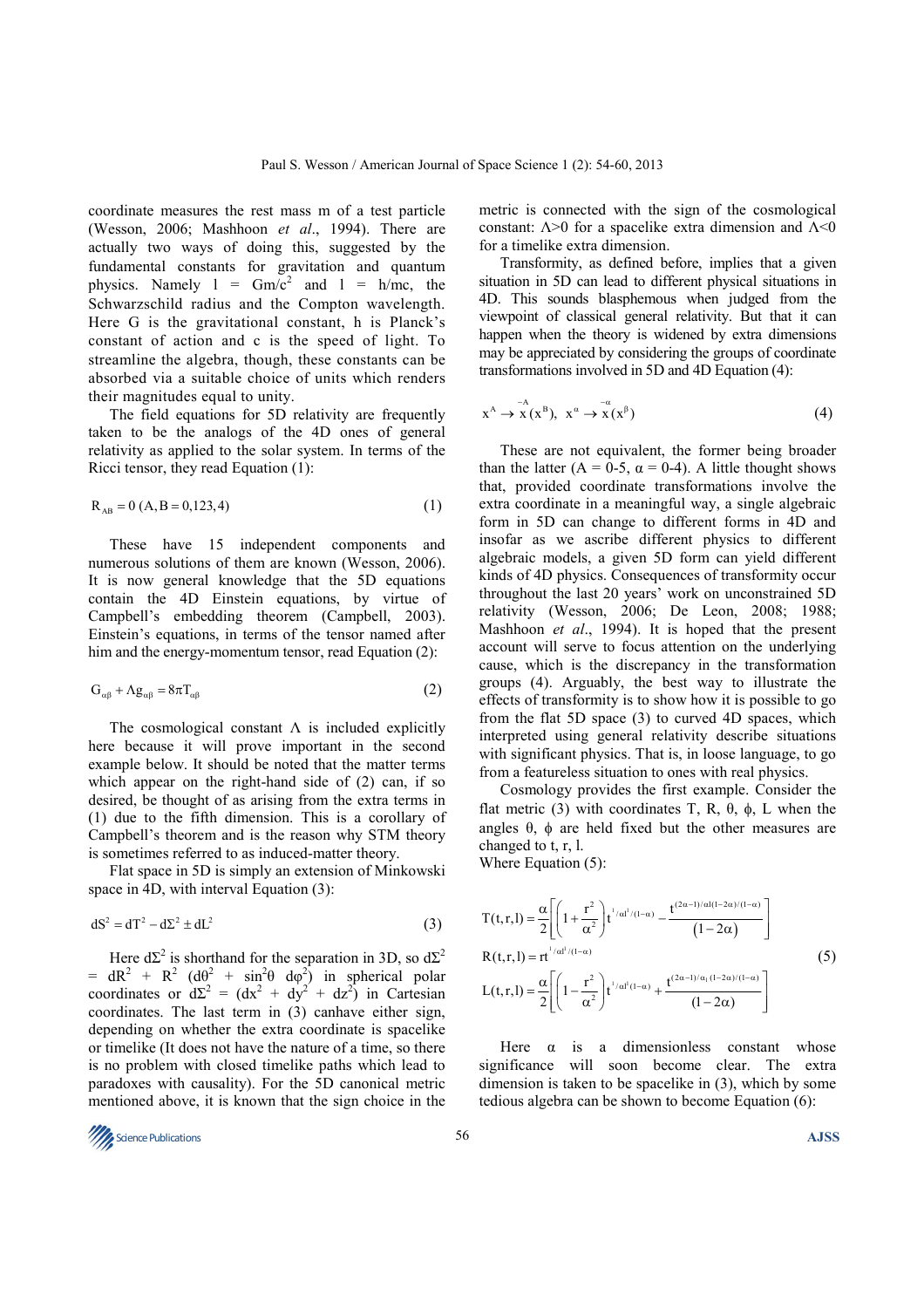coordinate measures the rest mass m of a test particle (Wesson, 2006; Mashhoon *et al*., 1994). There are actually two ways of doing this, suggested by the fundamental constants for gravitation and quantum physics. Namely $l = Gm/c^2$ and $l = h/mc$, the Schwarzschild radius and the Compton wavelength. Here G is the gravitational constant, h is Planck's constant of action and c is the speed of light. To streamline the algebra, though, these constants can be absorbed via a suitable choice of units which renders their magnitudes equal to unity.

The field equations for 5D relativity are frequently taken to be the analogs of the 4D ones of general relativity as applied to the solar system. In terms of the Ricci tensor, they read Equation (1):

$$R_{AB} = 0 \; (A, B = 0,123,4) \tag{1}$$

These have 15 independent components and numerous solutions of them are known (Wesson, 2006). It is now general knowledge that the 5D equations contain the 4D Einstein equations, by virtue of Campbell's embedding theorem (Campbell, 2003). Einstein's equations, in terms of the tensor named after him and the energy-momentum tensor, read Equation (2):

$$G_{\alpha\beta} + \Lambda g_{\alpha\beta} = 8\pi T_{\alpha\beta} \tag{2}$$

The cosmological constant Λ is included explicitly here because it will prove important in the second example below. It should be noted that the matter terms which appear on the right-hand side of (2) can, if so desired, be thought of as arising from the extra terms in (1) due to the fifth dimension. This is a corollary of Campbell's theorem and is the reason why STM theory is sometimes referred to as induced-matter theory.

Flat space in 5D is simply an extension of Minkowski space in 4D, with interval Equation (3):

$$dS^2 = dT^2 - d\Sigma^2 \pm dL^2 \tag{3}$$

Here $d\Sigma^2$ is shorthand for the separation in 3D, so $d\Sigma^2 = dR^2 + R^2\,(d\theta^2 + \sin^2\theta\; d\varphi^2)$ in spherical polar coordinates or $d\Sigma^2 = (dx^2 + dy^2 + dz^2)$ in Cartesian coordinates. The last term in (3) canhave either sign, depending on whether the extra coordinate is spacelike or timelike (It does not have the nature of a time, so there is no problem with closed timelike paths which lead to paradoxes with causality). For the 5D canonical metric mentioned above, it is known that the sign choice in the metric is connected with the sign of the cosmological constant: Λ>0 for a spacelike extra dimension and Λ<0 for a timelike extra dimension.

Transformity, as defined before, implies that a given situation in 5D can lead to different physical situations in 4D. This sounds blasphemous when judged from the viewpoint of classical general relativity. But that it can happen when the theory is widened by extra dimensions may be appreciated by considering the groups of coordinate transformations involved in 5D and 4D Equation (4):

$$x^A \rightarrow \bar{x}^A(x^B),\;\; x^\alpha \rightarrow \bar{x}^\alpha(x^\beta) \tag{4}$$

These are not equivalent, the former being broader than the latter (A = 0-5, α = 0-4). A little thought shows that, provided coordinate transformations involve the extra coordinate in a meaningful way, a single algebraic form in 5D can change to different forms in 4D and insofar as we ascribe different physics to different algebraic models, a given 5D form can yield different kinds of 4D physics. Consequences of transformity occur throughout the last 20 years' work on unconstrained 5D relativity (Wesson, 2006; De Leon, 2008; 1988; Mashhoon *et al*., 1994). It is hoped that the present account will serve to focus attention on the underlying cause, which is the discrepancy in the transformation groups (4). Arguably, the best way to illustrate the effects of transformity is to show how it is possible to go from the flat 5D space (3) to curved 4D spaces, which interpreted using general relativity describe situations with significant physics. That is, in loose language, to go from a featureless situation to ones with real physics.

Cosmology provides the first example. Consider the flat metric (3) with coordinates T, R, θ, ϕ, L when the angles θ, ϕ are held fixed but the other measures are changed to t, r, l.

Where Equation (5):

$$
\begin{aligned}
T(t,r,l) &= \frac{\alpha}{2}\left[\left(1+\frac{r^2}{\alpha^2}\right)t^{1/\alpha l^1/(1-\alpha)} - \frac{t^{(2\alpha-1)/\alpha l(1-2\alpha)/(1-\alpha)}}{(1-2\alpha)}\right] \\
R(t,r,l) &= rt^{1/\alpha l^1/(1-\alpha)} \\
L(t,r,l) &= \frac{\alpha}{2}\left[\left(1-\frac{r^2}{\alpha^2}\right)t^{1/\alpha l^1(1-\alpha)} + \frac{t^{(2\alpha-1)/\alpha_1(1-2\alpha)/(1-\alpha)}}{(1-2\alpha)}\right]
\end{aligned}
\tag{5}
$$

Here α is a dimensionless constant whose significance will soon become clear. The extra dimension is taken to be spacelike in (3), which by some tedious algebra can be shown to become Equation (6):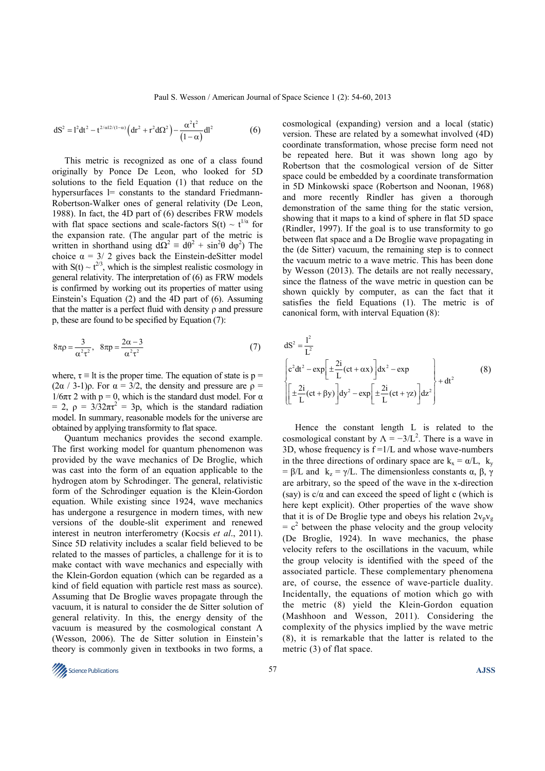$$dS^2 = l^2 dt^2 - t^{2/\alpha l2/(1-\alpha)}\left(dr^2 + r^2 d\Omega^2\right) - \frac{\alpha^2 t^2}{(1-\alpha)} dl^2 \qquad (6)$$

This metric is recognized as one of a class found originally by Ponce De Leon, who looked for 5D solutions to the field Equation (1) that reduce on the hypersurfaces l= constants to the standard Friedmann-Robertson-Walker ones of general relativity (De Leon, 1988). In fact, the 4D part of (6) describes FRW models with flat space sections and scale-factors $S(t) \sim t^{1/\alpha}$ for the expansion rate. (The angular part of the metric is written in shorthand using $d\Omega^2 \equiv d\theta^2 + \sin^2\theta\ d\varphi^2$) The choice $\alpha = 3/\ 2$ gives back the Einstein-deSitter model with $S(t) \sim t^{2/3}$, which is the simplest realistic cosmology in general relativity. The interpretation of (6) as FRW models is confirmed by working out its properties of matter using Einstein's Equation (2) and the 4D part of (6). Assuming that the matter is a perfect fluid with density ρ and pressure p, these are found to be specified by Equation (7):

$$8\pi\rho = \frac{3}{\alpha^2\tau^2},\quad 8\pi p = \frac{2\alpha - 3}{\alpha^2\tau^2} \qquad (7)$$

where, $\tau \equiv lt$ is the proper time. The equation of state is $p = (2\alpha\ /\ 3\text{-}1)\rho$. For $\alpha = 3/2$, the density and pressure are $\rho = 1/6\pi\tau\ 2$ with $p = 0$, which is the standard dust model. For $\alpha = 2$, $\rho = 3/32\pi\tau^2 = 3p$, which is the standard radiation model. In summary, reasonable models for the universe are obtained by applying transformity to flat space.

Quantum mechanics provides the second example. The first working model for quantum phenomenon was provided by the wave mechanics of De Broglie, which was cast into the form of an equation applicable to the hydrogen atom by Schrodinger. The general, relativistic form of the Schrodinger equation is the Klein-Gordon equation. While existing since 1924, wave mechanics has undergone a resurgence in modern times, with new versions of the double-slit experiment and renewed interest in neutron interferometry (Kocsis *et al*., 2011). Since 5D relativity includes a scalar field believed to be related to the masses of particles, a challenge for it is to make contact with wave mechanics and especially with the Klein-Gordon equation (which can be regarded as a kind of field equation with particle rest mass as source). Assuming that De Broglie waves propagate through the vacuum, it is natural to consider the de Sitter solution of general relativity. In this, the energy density of the vacuum is measured by the cosmological constant Λ (Wesson, 2006). The de Sitter solution in Einstein's theory is commonly given in textbooks in two forms, a cosmological (expanding) version and a local (static) version. These are related by a somewhat involved (4D) coordinate transformation, whose precise form need not be repeated here. But it was shown long ago by Robertson that the cosmological version of de Sitter space could be embedded by a coordinate transformation in 5D Minkowski space (Robertson and Noonan, 1968) and more recently Rindler has given a thorough demonstration of the same thing for the static version, showing that it maps to a kind of sphere in flat 5D space (Rindler, 1997). If the goal is to use transformity to go between flat space and a De Broglie wave propagating in the (de Sitter) vacuum, the remaining step is to connect the vacuum metric to a wave metric. This has been done by Wesson (2013). The details are not really necessary, since the flatness of the wave metric in question can be shown quickly by computer, as can the fact that it satisfies the field Equations (1). The metric is of canonical form, with interval Equation (8):

$$dS^2 = \frac{l^2}{L^2}\left\{\begin{matrix} c^2dt^2 - \exp\left[\pm\frac{2i}{L}(ct+\alpha x)\right]dx^2 - \exp \\ \left[\pm\frac{2i}{L}(ct+\beta y)\right]dy^2 - \exp\left[\pm\frac{2i}{L}(ct+\gamma z)\right]dz^2 \end{matrix}\right\} + dt^2 \qquad (8)$$

Hence the constant length L is related to the cosmological constant by $\Lambda = -3/L^2$. There is a wave in 3D, whose frequency is $f = 1/L$ and whose wave-numbers in the three directions of ordinary space are $k_x = \alpha/L$, $k_y = \beta/L$ and $k_z = \gamma/L$. The dimensionless constants α, β, γ are arbitrary, so the speed of the wave in the x-direction (say) is $c/\alpha$ and can exceed the speed of light c (which is here kept explicit). Other properties of the wave show that it is of De Broglie type and obeys his relation $2v_pv_g = c^2$ between the phase velocity and the group velocity (De Broglie, 1924). In wave mechanics, the phase velocity refers to the oscillations in the vacuum, while the group velocity is identified with the speed of the associated particle. These complementary phenomena are, of course, the essence of wave-particle duality. Incidentally, the equations of motion which go with the metric (8) yield the Klein-Gordon equation (Mashhoon and Wesson, 2011). Considering the complexity of the physics implied by the wave metric (8), it is remarkable that the latter is related to the metric (3) of flat space.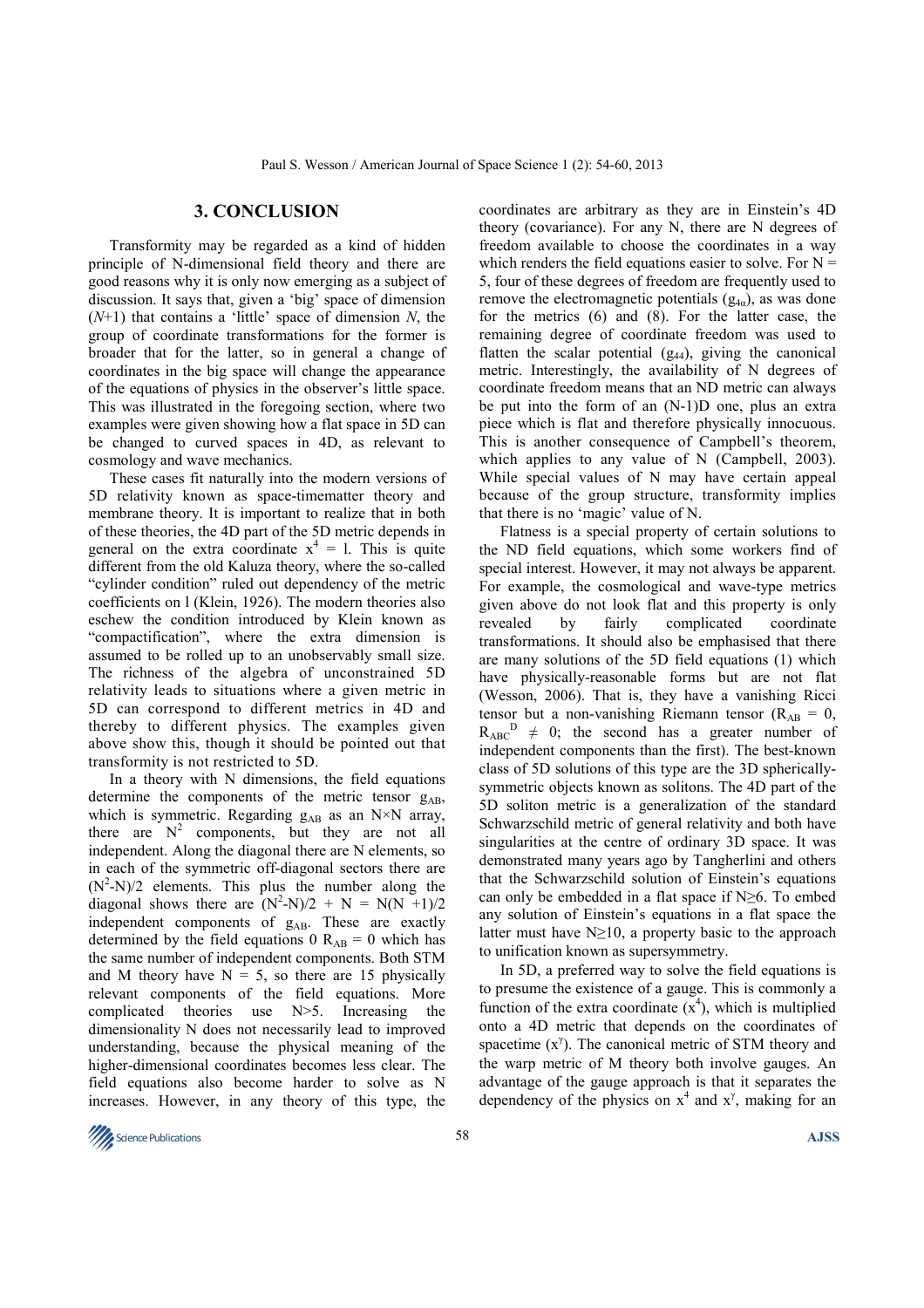## 3. CONCLUSION

Transformity may be regarded as a kind of hidden principle of N-dimensional field theory and there are good reasons why it is only now emerging as a subject of discussion. It says that, given a 'big' space of dimension ($N$+1) that contains a 'little' space of dimension $N$, the group of coordinate transformations for the former is broader that for the latter, so in general a change of coordinates in the big space will change the appearance of the equations of physics in the observer's little space. This was illustrated in the foregoing section, where two examples were given showing how a flat space in 5D can be changed to curved spaces in 4D, as relevant to cosmology and wave mechanics.

These cases fit naturally into the modern versions of 5D relativity known as space-timematter theory and membrane theory. It is important to realize that in both of these theories, the 4D part of the 5D metric depends in general on the extra coordinate $x^4 = l$. This is quite different from the old Kaluza theory, where the so-called "cylinder condition" ruled out dependency of the metric coefficients on l (Klein, 1926). The modern theories also eschew the condition introduced by Klein known as "compactification", where the extra dimension is assumed to be rolled up to an unobservably small size. The richness of the algebra of unconstrained 5D relativity leads to situations where a given metric in 5D can correspond to different metrics in 4D and thereby to different physics. The examples given above show this, though it should be pointed out that transformity is not restricted to 5D.

In a theory with N dimensions, the field equations determine the components of the metric tensor $g_{AB}$, which is symmetric. Regarding $g_{AB}$ as an N×N array, there are $N^2$ components, but they are not all independent. Along the diagonal there are N elements, so in each of the symmetric off-diagonal sectors there are $(N^2-N)/2$ elements. This plus the number along the diagonal shows there are $(N^2-N)/2 + N = N(N+1)/2$ independent components of $g_{AB}$. These are exactly determined by the field equations 0 $R_{AB} = 0$ which has the same number of independent components. Both STM and M theory have N = 5, so there are 15 physically relevant components of the field equations. More complicated theories use N>5. Increasing the dimensionality N does not necessarily lead to improved understanding, because the physical meaning of the higher-dimensional coordinates becomes less clear. The field equations also become harder to solve as N increases. However, in any theory of this type, the coordinates are arbitrary as they are in Einstein's 4D theory (covariance). For any N, there are N degrees of freedom available to choose the coordinates in a way which renders the field equations easier to solve. For N = 5, four of these degrees of freedom are frequently used to remove the electromagnetic potentials ($g_{4\alpha}$), as was done for the metrics (6) and (8). For the latter case, the remaining degree of coordinate freedom was used to flatten the scalar potential ($g_{44}$), giving the canonical metric. Interestingly, the availability of N degrees of coordinate freedom means that an ND metric can always be put into the form of an (N-1)D one, plus an extra piece which is flat and therefore physically innocuous. This is another consequence of Campbell's theorem, which applies to any value of N (Campbell, 2003). While special values of N may have certain appeal because of the group structure, transformity implies that there is no 'magic' value of N.

Flatness is a special property of certain solutions to the ND field equations, which some workers find of special interest. However, it may not always be apparent. For example, the cosmological and wave-type metrics given above do not look flat and this property is only revealed by fairly complicated coordinate transformations. It should also be emphasised that there are many solutions of the 5D field equations (1) which have physically-reasonable forms but are not flat (Wesson, 2006). That is, they have a vanishing Ricci tensor but a non-vanishing Riemann tensor ($R_{AB} = 0$, $R_{ABC}{}^{D} \neq 0$; the second has a greater number of independent components than the first). The best-known class of 5D solutions of this type are the 3D spherically-symmetric objects known as solitons. The 4D part of the 5D soliton metric is a generalization of the standard Schwarzschild metric of general relativity and both have singularities at the centre of ordinary 3D space. It was demonstrated many years ago by Tangherlini and others that the Schwarzschild solution of Einstein's equations can only be embedded in a flat space if N≥6. To embed any solution of Einstein's equations in a flat space the latter must have N≥10, a property basic to the approach to unification known as supersymmetry.

In 5D, a preferred way to solve the field equations is to presume the existence of a gauge. This is commonly a function of the extra coordinate ($x^4$), which is multiplied onto a 4D metric that depends on the coordinates of spacetime ($x^\gamma$). The canonical metric of STM theory and the warp metric of M theory both involve gauges. An advantage of the gauge approach is that it separates the dependency of the physics on $x^4$ and $x^\gamma$, making for an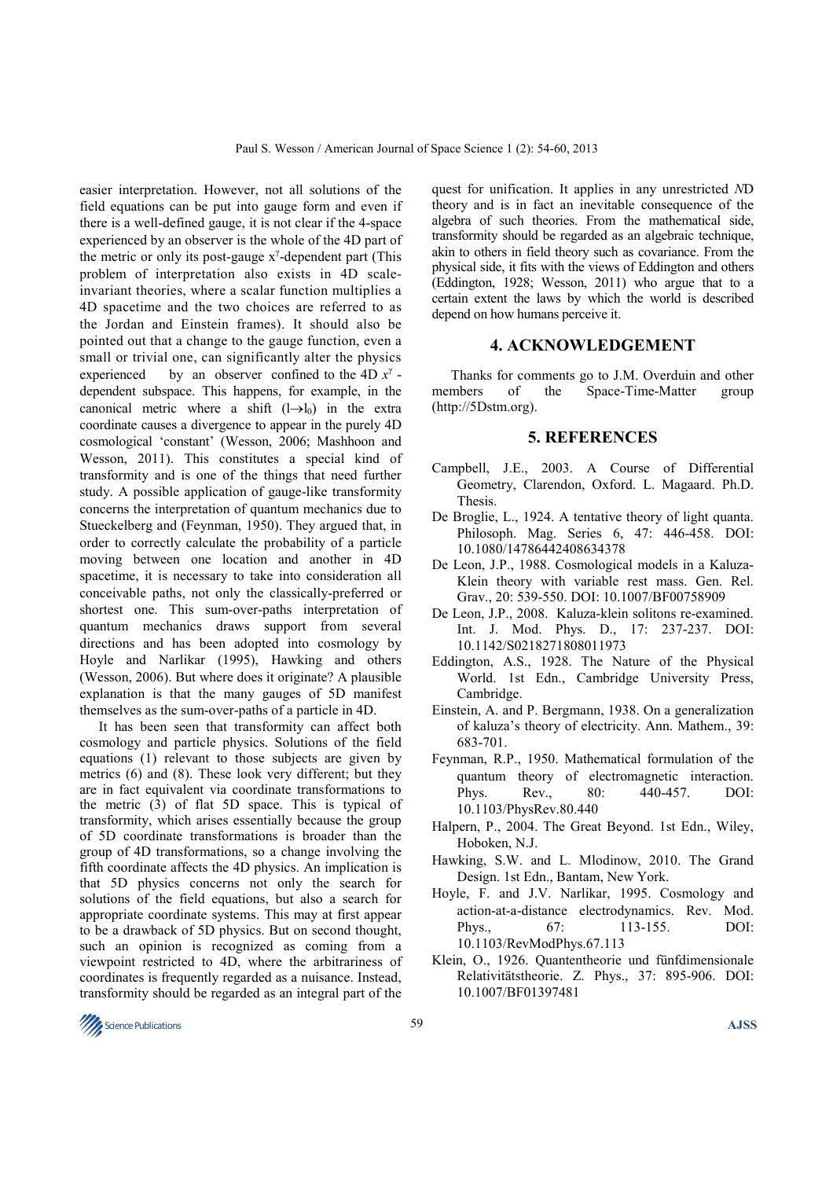easier interpretation. However, not all solutions of the field equations can be put into gauge form and even if there is a well-defined gauge, it is not clear if the 4-space experienced by an observer is the whole of the 4D part of the metric or only its post-gauge $x^\gamma$-dependent part (This problem of interpretation also exists in 4D scale-invariant theories, where a scalar function multiplies a 4D spacetime and the two choices are referred to as the Jordan and Einstein frames). It should also be pointed out that a change to the gauge function, even a small or trivial one, can significantly alter the physics experienced by an observer confined to the 4D $x^\gamma$-dependent subspace. This happens, for example, in the canonical metric where a shift $(l \rightarrow l_0)$ in the extra coordinate causes a divergence to appear in the purely 4D cosmological 'constant' (Wesson, 2006; Mashhoon and Wesson, 2011). This constitutes a special kind of transformity and is one of the things that need further study. A possible application of gauge-like transformity concerns the interpretation of quantum mechanics due to Stueckelberg and (Feynman, 1950). They argued that, in order to correctly calculate the probability of a particle moving between one location and another in 4D spacetime, it is necessary to take into consideration all conceivable paths, not only the classically-preferred or shortest one. This sum-over-paths interpretation of quantum mechanics draws support from several directions and has been adopted into cosmology by Hoyle and Narlikar (1995), Hawking and others (Wesson, 2006). But where does it originate? A plausible explanation is that the many gauges of 5D manifest themselves as the sum-over-paths of a particle in 4D.

It has been seen that transformity can affect both cosmology and particle physics. Solutions of the field equations (1) relevant to those subjects are given by metrics (6) and (8). These look very different; but they are in fact equivalent via coordinate transformations to the metric (3) of flat 5D space. This is typical of transformity, which arises essentially because the group of 5D coordinate transformations is broader than the group of 4D transformations, so a change involving the fifth coordinate affects the 4D physics. An implication is that 5D physics concerns not only the search for solutions of the field equations, but also a search for appropriate coordinate systems. This may at first appear to be a drawback of 5D physics. But on second thought, such an opinion is recognized as coming from a viewpoint restricted to 4D, where the arbitrariness of coordinates is frequently regarded as a nuisance. Instead, transformity should be regarded as an integral part of the quest for unification. It applies in any unrestricted *N*D theory and is in fact an inevitable consequence of the algebra of such theories. From the mathematical side, transformity should be regarded as an algebraic technique, akin to others in field theory such as covariance. From the physical side, it fits with the views of Eddington and others (Eddington, 1928; Wesson, 2011) who argue that to a certain extent the laws by which the world is described depend on how humans perceive it.

## 4. ACKNOWLEDGEMENT

Thanks for comments go to J.M. Overduin and other members of the Space-Time-Matter group (http://5Dstm.org).

## 5. REFERENCES

Campbell, J.E., 2003. A Course of Differential Geometry, Clarendon, Oxford. L. Magaard. Ph.D. Thesis.

De Broglie, L., 1924. A tentative theory of light quanta. Philosoph. Mag. Series 6, 47: 446-458. DOI: 10.1080/14786442408634378

De Leon, J.P., 1988. Cosmological models in a Kaluza-Klein theory with variable rest mass. Gen. Rel. Grav., 20: 539-550. DOI: 10.1007/BF00758909

De Leon, J.P., 2008. Kaluza-klein solitons re-examined. Int. J. Mod. Phys. D., 17: 237-237. DOI: 10.1142/S0218271808011973

Eddington, A.S., 1928. The Nature of the Physical World. 1st Edn., Cambridge University Press, Cambridge.

Einstein, A. and P. Bergmann, 1938. On a generalization of kaluza's theory of electricity. Ann. Mathem., 39: 683-701.

Feynman, R.P., 1950. Mathematical formulation of the quantum theory of electromagnetic interaction. Phys. Rev., 80: 440-457. DOI: 10.1103/PhysRev.80.440

Halpern, P., 2004. The Great Beyond. 1st Edn., Wiley, Hoboken, N.J.

Hawking, S.W. and L. Mlodinow, 2010. The Grand Design. 1st Edn., Bantam, New York.

Hoyle, F. and J.V. Narlikar, 1995. Cosmology and action-at-a-distance electrodynamics. Rev. Mod. Phys., 67: 113-155. DOI: 10.1103/RevModPhys.67.113

Klein, O., 1926. Quantentheorie und fünfdimensionale Relativitätstheorie. Z. Phys., 37: 895-906. DOI: 10.1007/BF01397481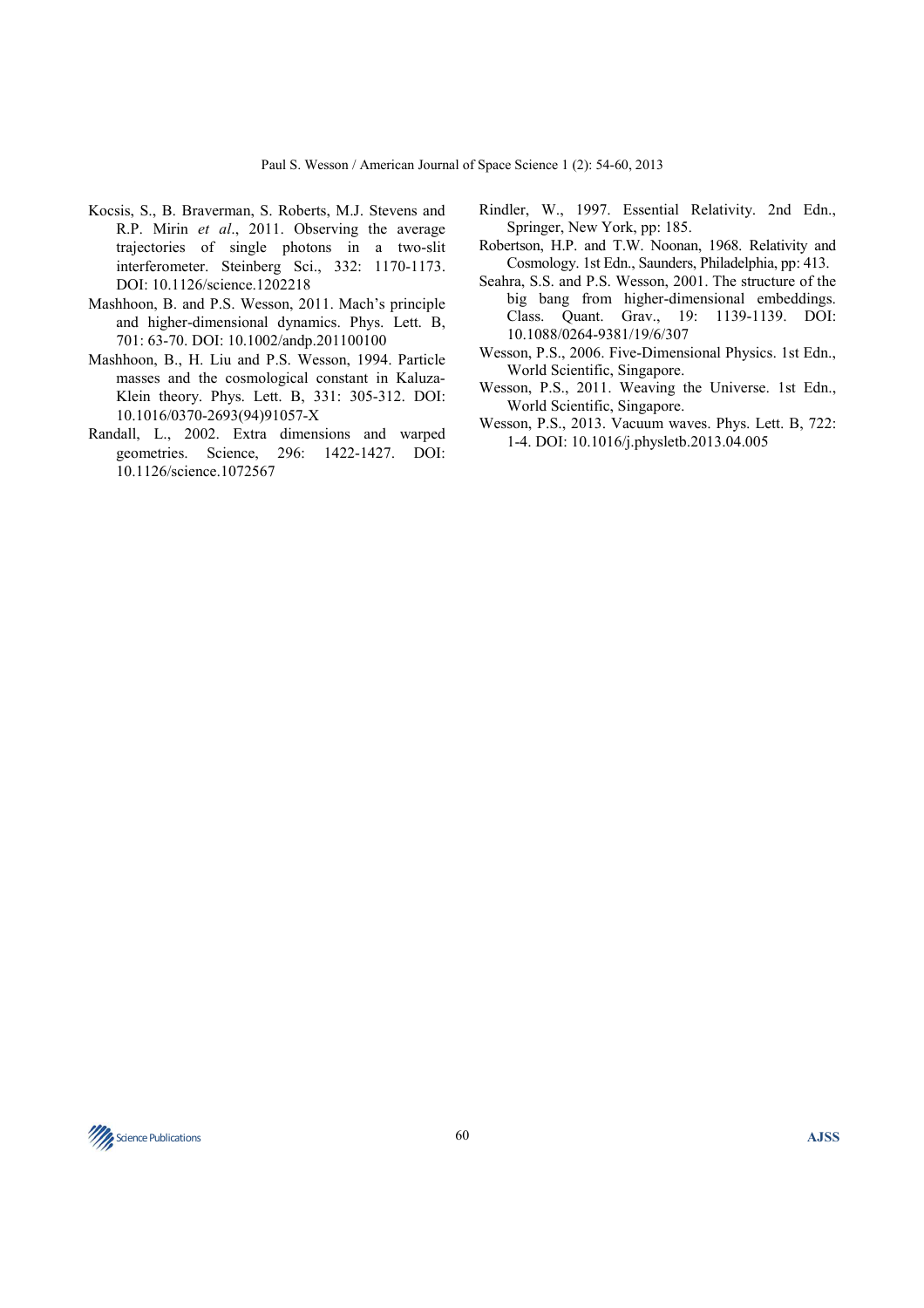Kocsis, S., B. Braverman, S. Roberts, M.J. Stevens and R.P. Mirin *et al*., 2011. Observing the average trajectories of single photons in a two-slit interferometer. Steinberg Sci., 332: 1170-1173. DOI: 10.1126/science.1202218

Mashhoon, B. and P.S. Wesson, 2011. Mach's principle and higher-dimensional dynamics. Phys. Lett. B, 701: 63-70. DOI: 10.1002/andp.201100100

Mashhoon, B., H. Liu and P.S. Wesson, 1994. Particle masses and the cosmological constant in Kaluza-Klein theory. Phys. Lett. B, 331: 305-312. DOI: 10.1016/0370-2693(94)91057-X

Randall, L., 2002. Extra dimensions and warped geometries. Science, 296: 1422-1427. DOI: 10.1126/science.1072567

Rindler, W., 1997. Essential Relativity. 2nd Edn., Springer, New York, pp: 185.

Robertson, H.P. and T.W. Noonan, 1968. Relativity and Cosmology. 1st Edn., Saunders, Philadelphia, pp: 413.

Seahra, S.S. and P.S. Wesson, 2001. The structure of the big bang from higher-dimensional embeddings. Class. Quant. Grav., 19: 1139-1139. DOI: 10.1088/0264-9381/19/6/307

Wesson, P.S., 2006. Five-Dimensional Physics. 1st Edn., World Scientific, Singapore.

Wesson, P.S., 2011. Weaving the Universe. 1st Edn., World Scientific, Singapore.

Wesson, P.S., 2013. Vacuum waves. Phys. Lett. B, 722: 1-4. DOI: 10.1016/j.physletb.2013.04.005